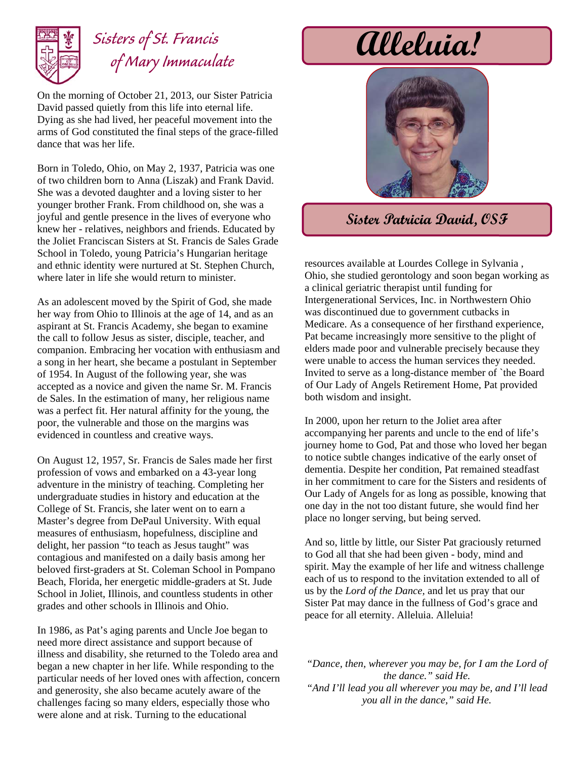Sisters of St. Francis of Mary Immaculate

# Alleluia!

**Sister Patricia David, OSF**

On the morning of October 21, 2013, our Sister Patricia David passed quietly from this life into eternal life. Dying as she had lived, her peaceful movement into the arms of God constituted the final steps of the grace-filled dance that was her life.

Born in Toledo, Ohio, on May 2, 1937, Patricia was one of two children born to Anna (Liszak) and Frank David. She was a devoted daughter and a loving sister to her younger brother Frank. From childhood on, she was a joyful and gentle presence in the lives of everyone who knew her - relatives, neighbors and friends. Educated by the Joliet Franciscan Sisters at St. Francis de Sales Grade School in Toledo, young Patricia's Hungarian heritage and ethnic identity were nurtured at St. Stephen Church, where later in life she would return to minister.

As an adolescent moved by the Spirit of God, she made her way from Ohio to Illinois at the age of 14, and as an aspirant at St. Francis Academy, she began to examine the call to follow Jesus as sister, disciple, teacher, and companion. Embracing her vocation with enthusiasm and a song in her heart, she became a postulant in September of 1954. In August of the following year, she was accepted as a novice and given the name Sr. M. Francis de Sales. In the estimation of many, her religious name was a perfect fit. Her natural affinity for the young, the poor, the vulnerable and those on the margins was evidenced in countless and creative ways.

On August 12, 1957, Sr. Francis de Sales made her first profession of vows and embarked on a 43-year long adventure in the ministry of teaching. Completing her undergraduate studies in history and education at the College of St. Francis, she later went on to earn a Master's degree from DePaul University. With equal measures of enthusiasm, hopefulness, discipline and delight, her passion "to teach as Jesus taught" was contagious and manifested on a daily basis among her beloved first-graders at St. Coleman School in Pompano Beach, Florida, her energetic middle-graders at St. Jude School in Joliet, Illinois, and countless students in other grades and other schools in Illinois and Ohio.

In 1986, as Pat's aging parents and Uncle Joe began to need more direct assistance and support because of illness and disability, she returned to the Toledo area and began a new chapter in her life. While responding to the particular needs of her loved ones with affection, concern and generosity, she also became acutely aware of the challenges facing so many elders, especially those who were alone and at risk. Turning to the educational resources available at Lourdes College in Sylvania , Ohio, she studied gerontology and soon began working as a clinical geriatric therapist until funding for Intergenerational Services, Inc. in Northwestern Ohio was discontinued due to government cutbacks in Medicare. As a consequence of her firsthand experience, Pat became increasingly more sensitive to the plight of elders made poor and vulnerable precisely because they were unable to access the human services they needed. Invited to serve as a long-distance member of `the Board of Our Lady of Angels Retirement Home, Pat provided both wisdom and insight.

In 2000, upon her return to the Joliet area after accompanying her parents and uncle to the end of life's journey home to God, Pat and those who loved her began to notice subtle changes indicative of the early onset of dementia. Despite her condition, Pat remained steadfast in her commitment to care for the Sisters and residents of Our Lady of Angels for as long as possible, knowing that one day in the not too distant future, she would find her place no longer serving, but being served.

And so, little by little, our Sister Pat graciously returned to God all that she had been given - body, mind and spirit. May the example of her life and witness challenge each of us to respond to the invitation extended to all of us by the *Lord of the Dance,* and let us pray that our Sister Pat may dance in the fullness of God's grace and peace for all eternity. Alleluia. Alleluia!

*"Dance, then, wherever you may be, for I am the Lord of the dance." said He.*
*"And I'll lead you all wherever you may be, and I'll lead you all in the dance," said He.*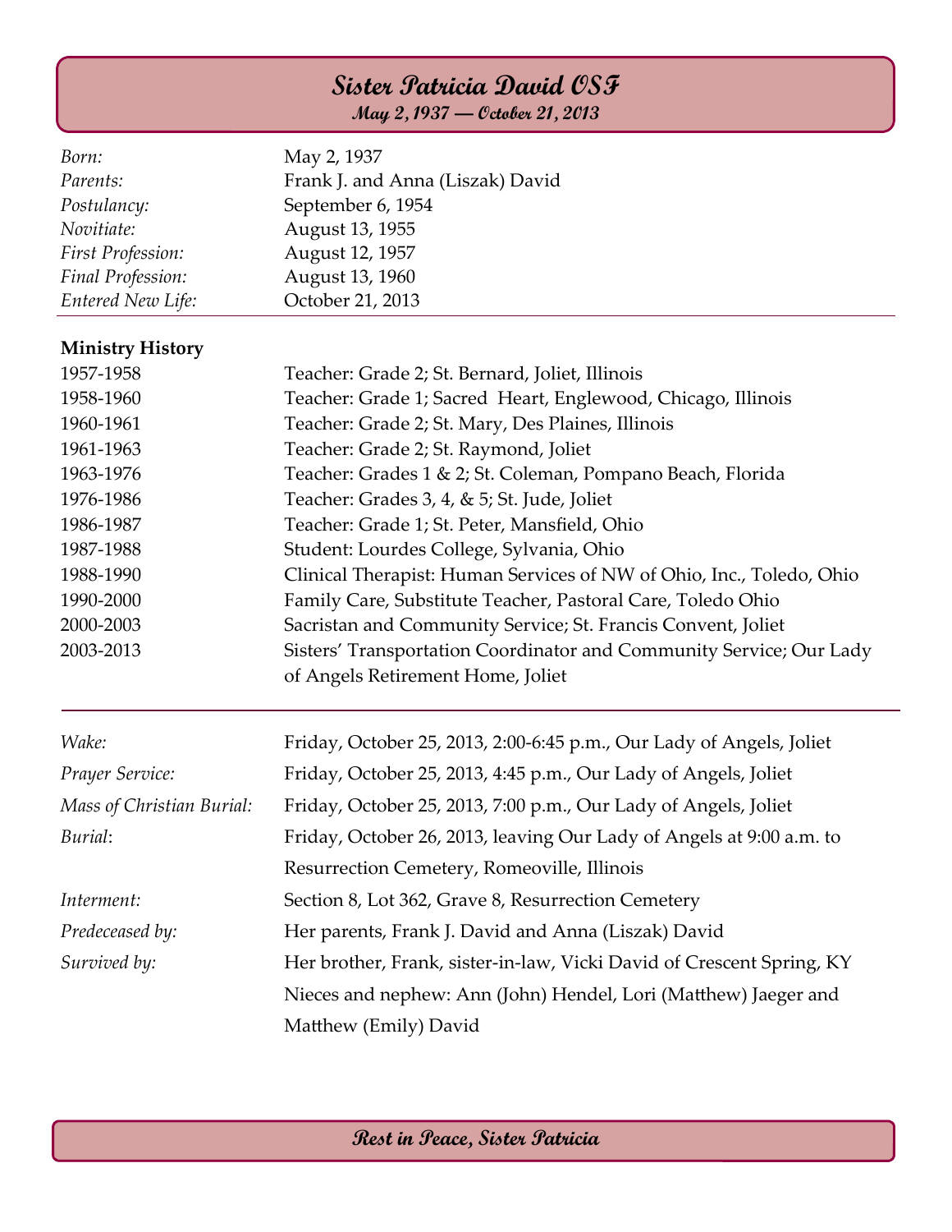# Sister Patricia David OSF

**May 2, 1937 — October 21, 2013**

| | |
|---|---|
| *Born:* | May 2, 1937 |
| *Parents:* | Frank J. and Anna (Liszak) David |
| *Postulancy:* | September 6, 1954 |
| *Novitiate:* | August 13, 1955 |
| *First Profession:* | August 12, 1957 |
| *Final Profession:* | August 13, 1960 |
| *Entered New Life:* | October 21, 2013 |

**Ministry History**

| | |
|---|---|
| 1957-1958 | Teacher: Grade 2; St. Bernard, Joliet, Illinois |
| 1958-1960 | Teacher: Grade 1; Sacred Heart, Englewood, Chicago, Illinois |
| 1960-1961 | Teacher: Grade 2; St. Mary, Des Plaines, Illinois |
| 1961-1963 | Teacher: Grade 2; St. Raymond, Joliet |
| 1963-1976 | Teacher: Grades 1 & 2; St. Coleman, Pompano Beach, Florida |
| 1976-1986 | Teacher: Grades 3, 4, & 5; St. Jude, Joliet |
| 1986-1987 | Teacher: Grade 1; St. Peter, Mansfield, Ohio |
| 1987-1988 | Student: Lourdes College, Sylvania, Ohio |
| 1988-1990 | Clinical Therapist: Human Services of NW of Ohio, Inc., Toledo, Ohio |
| 1990-2000 | Family Care, Substitute Teacher, Pastoral Care, Toledo Ohio |
| 2000-2003 | Sacristan and Community Service; St. Francis Convent, Joliet |
| 2003-2013 | Sisters' Transportation Coordinator and Community Service; Our Lady of Angels Retirement Home, Joliet |

| | |
|---|---|
| *Wake:* | Friday, October 25, 2013, 2:00-6:45 p.m., Our Lady of Angels, Joliet |
| *Prayer Service:* | Friday, October 25, 2013, 4:45 p.m., Our Lady of Angels, Joliet |
| *Mass of Christian Burial:* | Friday, October 25, 2013, 7:00 p.m., Our Lady of Angels, Joliet |
| *Burial:* | Friday, October 26, 2013, leaving Our Lady of Angels at 9:00 a.m. to Resurrection Cemetery, Romeoville, Illinois |
| *Interment:* | Section 8, Lot 362, Grave 8, Resurrection Cemetery |
| *Predeceased by:* | Her parents, Frank J. David and Anna (Liszak) David |
| *Survived by:* | Her brother, Frank, sister-in-law, Vicki David of Crescent Spring, KY<br>Nieces and nephew: Ann (John) Hendel, Lori (Matthew) Jaeger and Matthew (Emily) David |

**Rest in Peace, Sister Patricia**